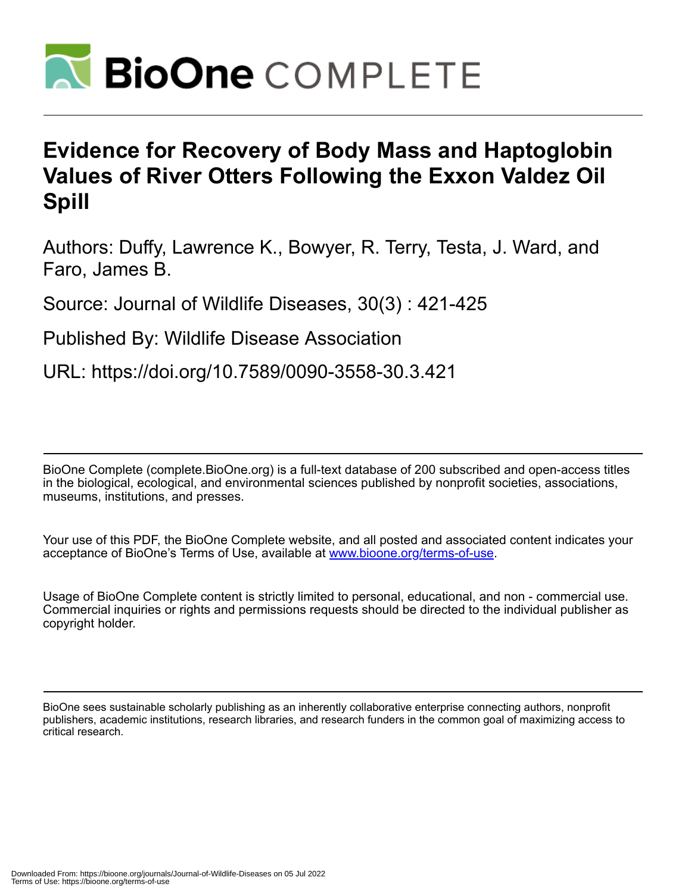# Evidence for Recovery of Body Mass and Haptoglobin Values of River Otters Following the Exxon Valdez Oil Spill

Authors: Duffy, Lawrence K., Bowyer, R. Terry, Testa, J. Ward, and Faro, James B.

Source: Journal of Wildlife Diseases, 30(3) : 421-425

Published By: Wildlife Disease Association

URL: https://doi.org/10.7589/0090-3558-30.3.421

BioOne Complete (complete.BioOne.org) is a full-text database of 200 subscribed and open-access titles in the biological, ecological, and environmental sciences published by nonprofit societies, associations, museums, institutions, and presses.

Your use of this PDF, the BioOne Complete website, and all posted and associated content indicates your acceptance of BioOne's Terms of Use, available at www.bioone.org/terms-of-use.

Usage of BioOne Complete content is strictly limited to personal, educational, and non - commercial use. Commercial inquiries or rights and permissions requests should be directed to the individual publisher as copyright holder.

BioOne sees sustainable scholarly publishing as an inherently collaborative enterprise connecting authors, nonprofit publishers, academic institutions, research libraries, and research funders in the common goal of maximizing access to critical research.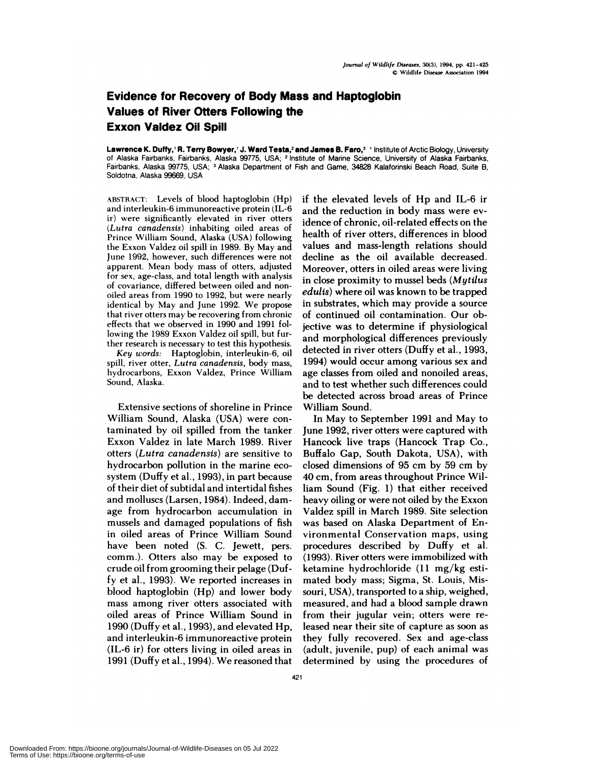# Evidence for Recovery of Body Mass and Haptoglobin Values of River Otters Following the Exxon Valdez Oil Spill

**Lawrence K. Duffy,[1] R. Terry Bowyer,[1] J. Ward Testa,[2] and James B. Faro,[3]** [1] Institute of Arctic Biology, University of Alaska Fairbanks, Fairbanks, Alaska 99775, USA; [2] Institute of Marine Science, University of Alaska Fairbanks, Fairbanks, Alaska 99775, USA; [3] Alaska Department of Fish and Game, 34828 Kalaforinski Beach Road, Suite B, Soldotna, Alaska 99669, USA

ABSTRACT: Levels of blood haptoglobin (Hp) and interleukin-6 immunoreactive protein (IL-6 ir) were significantly elevated in river otters (*Lutra canadensis*) inhabiting oiled areas of Prince William Sound, Alaska (USA) following the Exxon Valdez oil spill in 1989. By May and June 1992, however, such differences were not apparent. Mean body mass of otters, adjusted for sex, age-class, and total length with analysis of covariance, differed between oiled and nonoiled areas from 1990 to 1992, but were nearly identical by May and June 1992. We propose that river otters may be recovering from chronic effects that we observed in 1990 and 1991 following the 1989 Exxon Valdez oil spill, but further research is necessary to test this hypothesis.

*Key words:* Haptoglobin, interleukin-6, oil spill, river otter, *Lutra canadensis*, body mass, hydrocarbons, Exxon Valdez, Prince William Sound, Alaska.

Extensive sections of shoreline in Prince William Sound, Alaska (USA) were contaminated by oil spilled from the tanker Exxon Valdez in late March 1989. River otters (*Lutra canadensis*) are sensitive to hydrocarbon pollution in the marine ecosystem (Duffy et al., 1993), in part because of their diet of subtidal and intertidal fishes and molluscs (Larsen, 1984). Indeed, damage from hydrocarbon accumulation in mussels and damaged populations of fish in oiled areas of Prince William Sound have been noted (S. C. Jewett, pers. comm.). Otters also may be exposed to crude oil from grooming their pelage (Duffy et al., 1993). We reported increases in blood haptoglobin (Hp) and lower body mass among river otters associated with oiled areas of Prince William Sound in 1990 (Duffy et al., 1993), and elevated Hp, and interleukin-6 immunoreactive protein (IL-6 ir) for otters living in oiled areas in 1991 (Duffy et al., 1994). We reasoned that if the elevated levels of Hp and IL-6 ir and the reduction in body mass were evidence of chronic, oil-related effects on the health of river otters, differences in blood values and mass-length relations should decline as the oil available decreased. Moreover, otters in oiled areas were living in close proximity to mussel beds (*Mytilus edulis*) where oil was known to be trapped in substrates, which may provide a source of continued oil contamination. Our objective was to determine if physiological and morphological differences previously detected in river otters (Duffy et al., 1993, 1994) would occur among various sex and age classes from oiled and nonoiled areas, and to test whether such differences could be detected across broad areas of Prince William Sound.

In May to September 1991 and May to June 1992, river otters were captured with Hancock live traps (Hancock Trap Co., Buffalo Gap, South Dakota, USA), with closed dimensions of 95 cm by 59 cm by 40 cm, from areas throughout Prince William Sound (Fig. 1) that either received heavy oiling or were not oiled by the Exxon Valdez spill in March 1989. Site selection was based on Alaska Department of Environmental Conservation maps, using procedures described by Duffy et al. (1993). River otters were immobilized with ketamine hydrochloride (11 mg/kg estimated body mass; Sigma, St. Louis, Missouri, USA), transported to a ship, weighed, measured, and had a blood sample drawn from their jugular vein; otters were released near their site of capture as soon as they fully recovered. Sex and age-class (adult, juvenile, pup) of each animal was determined by using the procedures of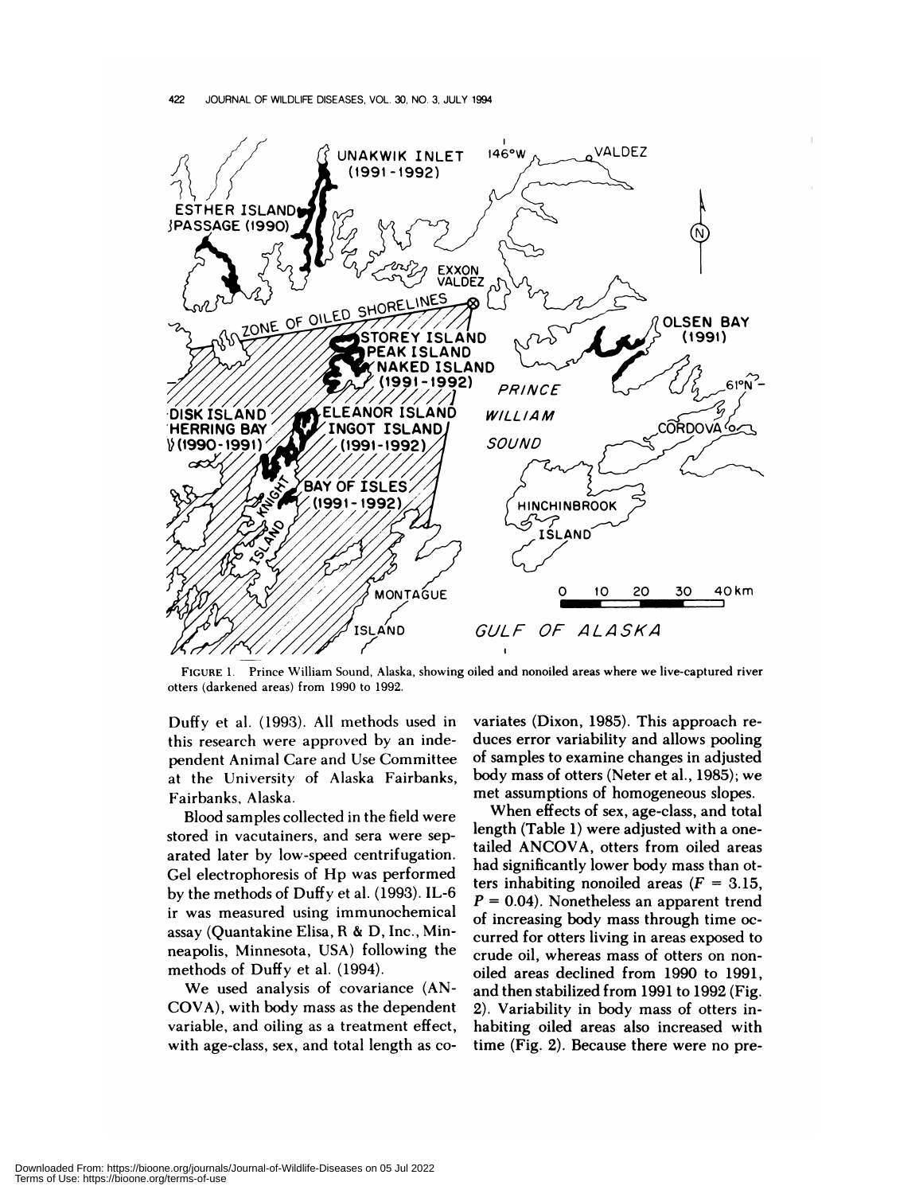FIGURE 1. Prince William Sound, Alaska, showing oiled and nonoiled areas where we live-captured river otters (darkened areas) from 1990 to 1992.

Duffy et al. (1993). All methods used in this research were approved by an independent Animal Care and Use Committee at the University of Alaska Fairbanks, Fairbanks, Alaska.

Blood samples collected in the field were stored in vacutainers, and sera were separated later by low-speed centrifugation. Gel electrophoresis of Hp was performed by the methods of Duffy et al. (1993). IL-6 ir was measured using immunochemical assay (Quantakine Elisa, R & D, Inc., Minneapolis, Minnesota, USA) following the methods of Duffy et al. (1994).

We used analysis of covariance (ANCOVA), with body mass as the dependent variable, and oiling as a treatment effect, with age-class, sex, and total length as covariates (Dixon, 1985). This approach reduces error variability and allows pooling of samples to examine changes in adjusted body mass of otters (Neter et al., 1985); we met assumptions of homogeneous slopes.

When effects of sex, age-class, and total length (Table 1) were adjusted with a one-tailed ANCOVA, otters from oiled areas had significantly lower body mass than otters inhabiting nonoiled areas ($F = 3.15$, $P = 0.04$). Nonetheless an apparent trend of increasing body mass through time occurred for otters living in areas exposed to crude oil, whereas mass of otters on nonoiled areas declined from 1990 to 1991, and then stabilized from 1991 to 1992 (Fig. 2). Variability in body mass of otters inhabiting oiled areas also increased with time (Fig. 2). Because there were no pre-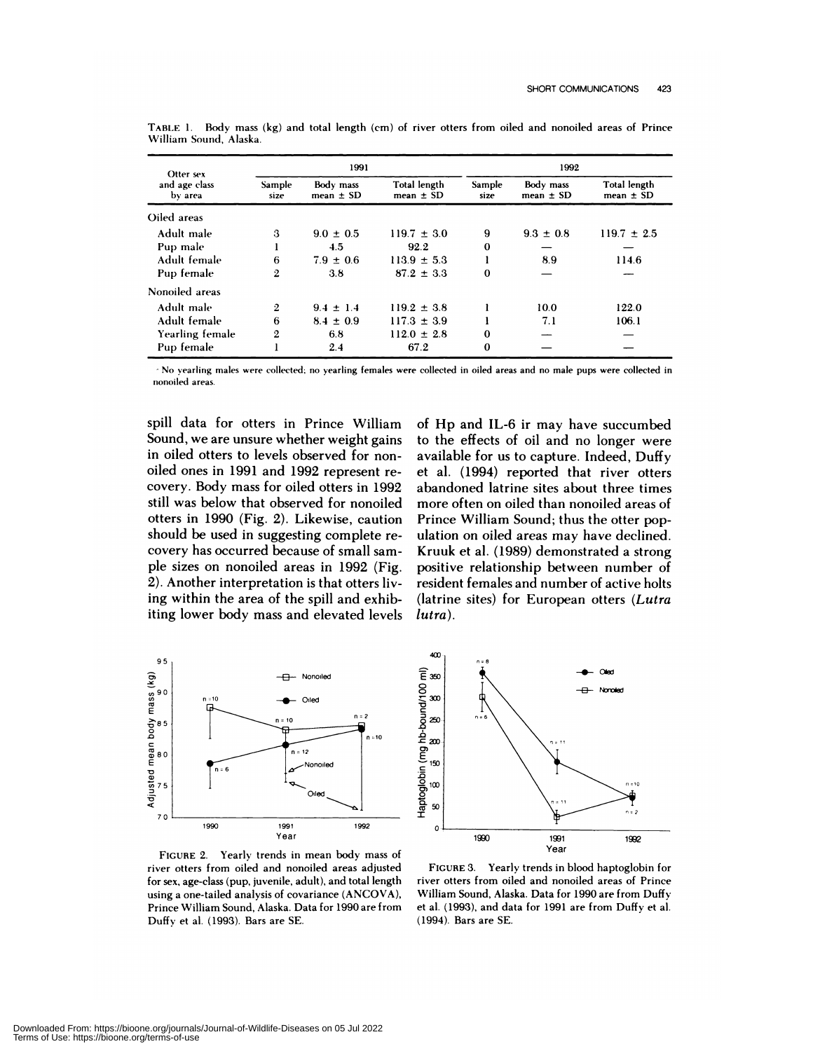TABLE 1. Body mass (kg) and total length (cm) of river otters from oiled and nonoiled areas of Prince William Sound, Alaska.

| Otter sex and age class by area | 1991 | | | 1992 | | |
|---|---|---|---|---|---|---|
| | Sample size | Body mass mean ± SD | Total length mean ± SD | Sample size | Body mass mean ± SD | Total length mean ± SD |
| Oiled areas | | | | | | |
| Adult male | 3 | 9.0 ± 0.5 | 119.7 ± 3.0 | 9 | 9.3 ± 0.8 | 119.7 ± 2.5 |
| Pup male | 1 | 4.5 | 92.2 | 0 | — | — |
| Adult female | 6 | 7.9 ± 0.6 | 113.9 ± 5.3 | 1 | 8.9 | 114.6 |
| Pup female | 2 | 3.8 | 87.2 ± 3.3 | 0 | — | — |
| Nonoiled areas | | | | | | |
| Adult male | 2 | 9.4 ± 1.4 | 119.2 ± 3.8 | 1 | 10.0 | 122.0 |
| Adult female | 6 | 8.4 ± 0.9 | 117.3 ± 3.9 | 1 | 7.1 | 106.1 |
| Yearling female | 2 | 6.8 | 112.0 ± 2.8 | 0 | — | — |
| Pup female | 1 | 2.4 | 67.2 | 0 | — | — |

[a] No yearling males were collected; no yearling females were collected in oiled areas and no male pups were collected in nonoiled areas.

spill data for otters in Prince William Sound, we are unsure whether weight gains in oiled otters to levels observed for nonoiled ones in 1991 and 1992 represent recovery. Body mass for oiled otters in 1992 still was below that observed for nonoiled otters in 1990 (Fig. 2). Likewise, caution should be used in suggesting complete recovery has occurred because of small sample sizes on nonoiled areas in 1992 (Fig. 2). Another interpretation is that otters living within the area of the spill and exhibiting lower body mass and elevated levels of Hp and IL-6 ir may have succumbed to the effects of oil and no longer were available for us to capture. Indeed, Duffy et al. (1994) reported that river otters abandoned latrine sites about three times more often on oiled than nonoiled areas of Prince William Sound; thus the otter population on oiled areas may have declined. Kruuk et al. (1989) demonstrated a strong positive relationship between number of resident females and number of active holts (latrine sites) for European otters (*Lutra lutra*).

FIGURE 2. Yearly trends in mean body mass of river otters from oiled and nonoiled areas adjusted for sex, age-class (pup, juvenile, adult), and total length using a one-tailed analysis of covariance (ANCOVA), Prince William Sound, Alaska. Data for 1990 are from Duffy et al. (1993). Bars are SE.

FIGURE 3. Yearly trends in blood haptoglobin for river otters from oiled and nonoiled areas of Prince William Sound, Alaska. Data for 1990 are from Duffy et al. (1993), and data for 1991 are from Duffy et al. (1994). Bars are SE.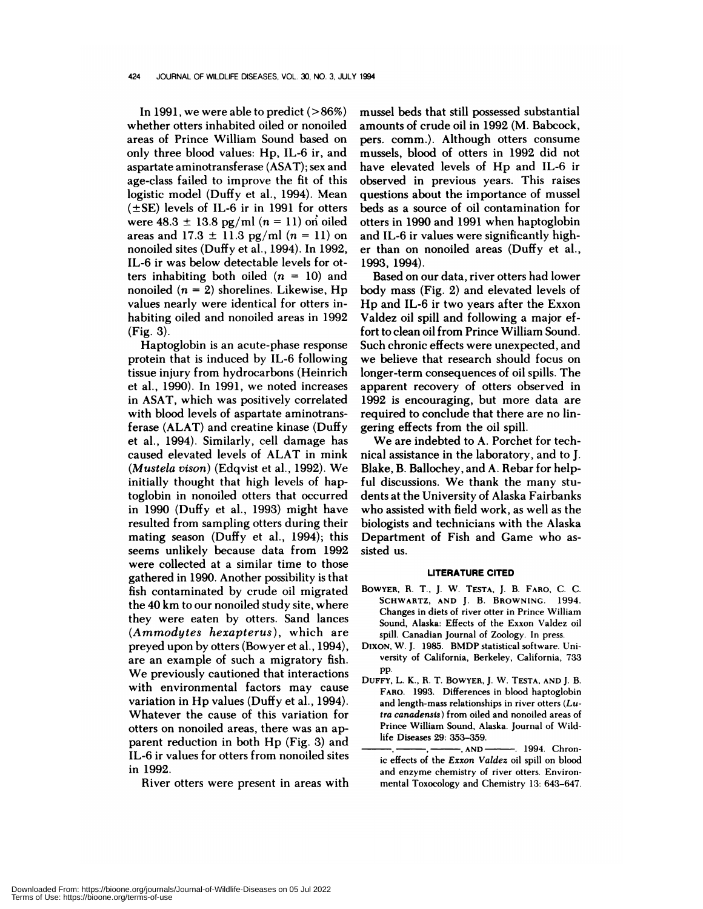In 1991, we were able to predict (>86%) whether otters inhabited oiled or nonoiled areas of Prince William Sound based on only three blood values: Hp, IL-6 ir, and aspartate aminotransferase (ASAT); sex and age-class failed to improve the fit of this logistic model (Duffy et al., 1994). Mean (±SE) levels of IL-6 ir in 1991 for otters were $48.3 \pm 13.8$ pg/ml ($n = 11$) on oiled areas and $17.3 \pm 11.3$ pg/ml ($n = 11$) on nonoiled sites (Duffy et al., 1994). In 1992, IL-6 ir was below detectable levels for otters inhabiting both oiled ($n = 10$) and nonoiled ($n = 2$) shorelines. Likewise, Hp values nearly were identical for otters inhabiting oiled and nonoiled areas in 1992 (Fig. 3).

Haptoglobin is an acute-phase response protein that is induced by IL-6 following tissue injury from hydrocarbons (Heinrich et al., 1990). In 1991, we noted increases in ASAT, which was positively correlated with blood levels of aspartate aminotransferase (ALAT) and creatine kinase (Duffy et al., 1994). Similarly, cell damage has caused elevated levels of ALAT in mink (*Mustela vison*) (Edqvist et al., 1992). We initially thought that high levels of haptoglobin in nonoiled otters that occurred in 1990 (Duffy et al., 1993) might have resulted from sampling otters during their mating season (Duffy et al., 1994); this seems unlikely because data from 1992 were collected at a similar time to those gathered in 1990. Another possibility is that fish contaminated by crude oil migrated the 40 km to our nonoiled study site, where they were eaten by otters. Sand lances (*Ammodytes hexapterus*), which are preyed upon by otters (Bowyer et al., 1994), are an example of such a migratory fish. We previously cautioned that interactions with environmental factors may cause variation in Hp values (Duffy et al., 1994). Whatever the cause of this variation for otters on nonoiled areas, there was an apparent reduction in both Hp (Fig. 3) and IL-6 ir values for otters from nonoiled sites in 1992.

River otters were present in areas with mussel beds that still possessed substantial amounts of crude oil in 1992 (M. Babcock, pers. comm.). Although otters consume mussels, blood of otters in 1992 did not have elevated levels of Hp and IL-6 ir observed in previous years. This raises questions about the importance of mussel beds as a source of oil contamination for otters in 1990 and 1991 when haptoglobin and IL-6 ir values were significantly higher than on nonoiled areas (Duffy et al., 1993, 1994).

Based on our data, river otters had lower body mass (Fig. 2) and elevated levels of Hp and IL-6 ir two years after the Exxon Valdez oil spill and following a major effort to clean oil from Prince William Sound. Such chronic effects were unexpected, and we believe that research should focus on longer-term consequences of oil spills. The apparent recovery of otters observed in 1992 is encouraging, but more data are required to conclude that there are no lingering effects from the oil spill.

We are indebted to A. Porchet for technical assistance in the laboratory, and to J. Blake, B. Ballochey, and A. Rebar for helpful discussions. We thank the many students at the University of Alaska Fairbanks who assisted with field work, as well as the biologists and technicians with the Alaska Department of Fish and Game who assisted us.

## LITERATURE CITED

BOWYER, R. T., J. W. TESTA, J. B. FARO, C. C. SCHWARTZ, AND J. B. BROWNING. 1994. Changes in diets of river otter in Prince William Sound, Alaska: Effects of the Exxon Valdez oil spill. Canadian Journal of Zoology. In press.

DIXON, W. J. 1985. BMDP statistical software. University of California, Berkeley, California, 733 pp.

DUFFY, L. K., R. T. BOWYER, J. W. TESTA, AND J. B. FARO. 1993. Differences in blood haptoglobin and length-mass relationships in river otters (*Lutra canadensis*) from oiled and nonoiled areas of Prince William Sound, Alaska. Journal of Wildlife Diseases 29: 353–359.

———, ———, ———, AND ———. 1994. Chronic effects of the *Exxon Valdez* oil spill on blood and enzyme chemistry of river otters. Environmental Toxocology and Chemistry 13: 643–647.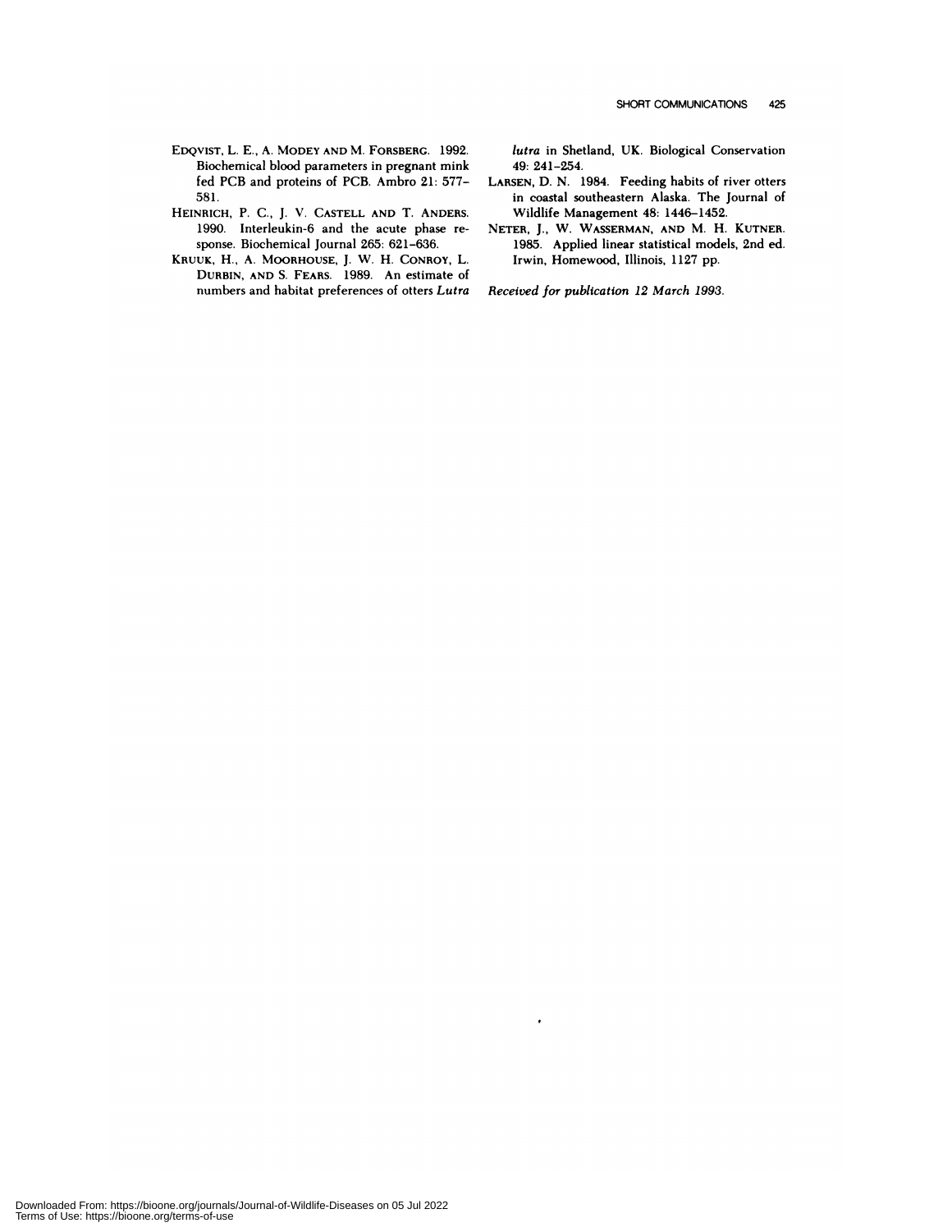EDQVIST, L. E., A. MODEY AND M. FORSBERG. 1992. Biochemical blood parameters in pregnant mink fed PCB and proteins of PCB. Ambro 21: 577–581.

HEINRICH, P. C., J. V. CASTELL AND T. ANDERS. 1990. Interleukin-6 and the acute phase response. Biochemical Journal 265: 621–636.

KRUUK, H., A. MOORHOUSE, J. W. H. CONROY, L. DURBIN, AND S. FEARS. 1989. An estimate of numbers and habitat preferences of otters *Lutra lutra* in Shetland, UK. Biological Conservation 49: 241–254.

LARSEN, D. N. 1984. Feeding habits of river otters in coastal southeastern Alaska. The Journal of Wildlife Management 48: 1446–1452.

NETER, J., W. WASSERMAN, AND M. H. KUTNER. 1985. Applied linear statistical models, 2nd ed. Irwin, Homewood, Illinois, 1127 pp.

*Received for publication 12 March 1993.*

Downloaded From: https://bioone.org/journals/Journal-of-Wildlife-Diseases on 05 Jul 2022
Terms of Use: https://bioone.org/terms-of-use